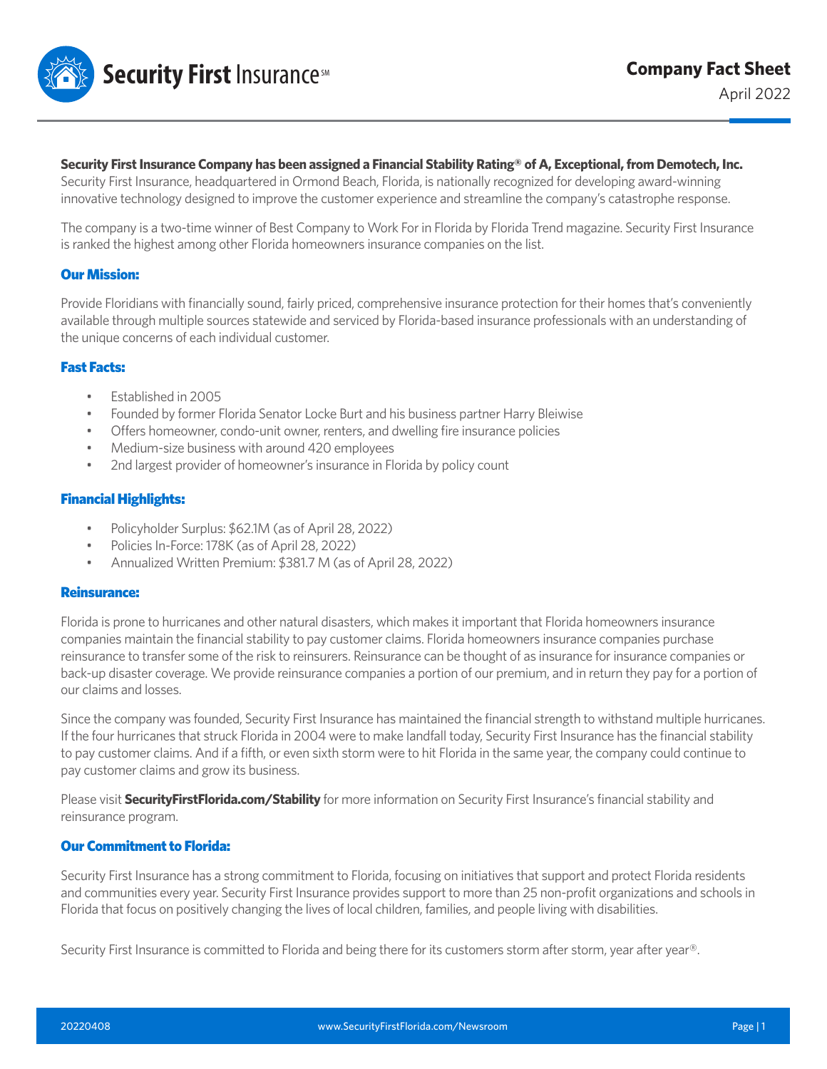# Security First Insurance℠

## Company Fact Sheet

April 2022

**Security First Insurance Company has been assigned a Financial Stability Rating® of A, Exceptional, from Demotech, Inc.**
Security First Insurance, headquartered in Ormond Beach, Florida, is nationally recognized for developing award-winning innovative technology designed to improve the customer experience and streamline the company's catastrophe response.

The company is a two-time winner of Best Company to Work For in Florida by Florida Trend magazine. Security First Insurance is ranked the highest among other Florida homeowners insurance companies on the list.

### Our Mission:

Provide Floridians with financially sound, fairly priced, comprehensive insurance protection for their homes that's conveniently available through multiple sources statewide and serviced by Florida-based insurance professionals with an understanding of the unique concerns of each individual customer.

### Fast Facts:

- Established in 2005
- Founded by former Florida Senator Locke Burt and his business partner Harry Bleiwise
- Offers homeowner, condo-unit owner, renters, and dwelling fire insurance policies
- Medium-size business with around 420 employees
- 2nd largest provider of homeowner's insurance in Florida by policy count

### Financial Highlights:

- Policyholder Surplus: $62.1M (as of April 28, 2022)
- Policies In-Force: 178K (as of April 28, 2022)
- Annualized Written Premium: $381.7 M (as of April 28, 2022)

### Reinsurance:

Florida is prone to hurricanes and other natural disasters, which makes it important that Florida homeowners insurance companies maintain the financial stability to pay customer claims. Florida homeowners insurance companies purchase reinsurance to transfer some of the risk to reinsurers. Reinsurance can be thought of as insurance for insurance companies or back-up disaster coverage. We provide reinsurance companies a portion of our premium, and in return they pay for a portion of our claims and losses.

Since the company was founded, Security First Insurance has maintained the financial strength to withstand multiple hurricanes. If the four hurricanes that struck Florida in 2004 were to make landfall today, Security First Insurance has the financial stability to pay customer claims. And if a fifth, or even sixth storm were to hit Florida in the same year, the company could continue to pay customer claims and grow its business.

Please visit **SecurityFirstFlorida.com/Stability** for more information on Security First Insurance's financial stability and reinsurance program.

### Our Commitment to Florida:

Security First Insurance has a strong commitment to Florida, focusing on initiatives that support and protect Florida residents and communities every year. Security First Insurance provides support to more than 25 non-profit organizations and schools in Florida that focus on positively changing the lives of local children, families, and people living with disabilities.

Security First Insurance is committed to Florida and being there for its customers storm after storm, year after year®.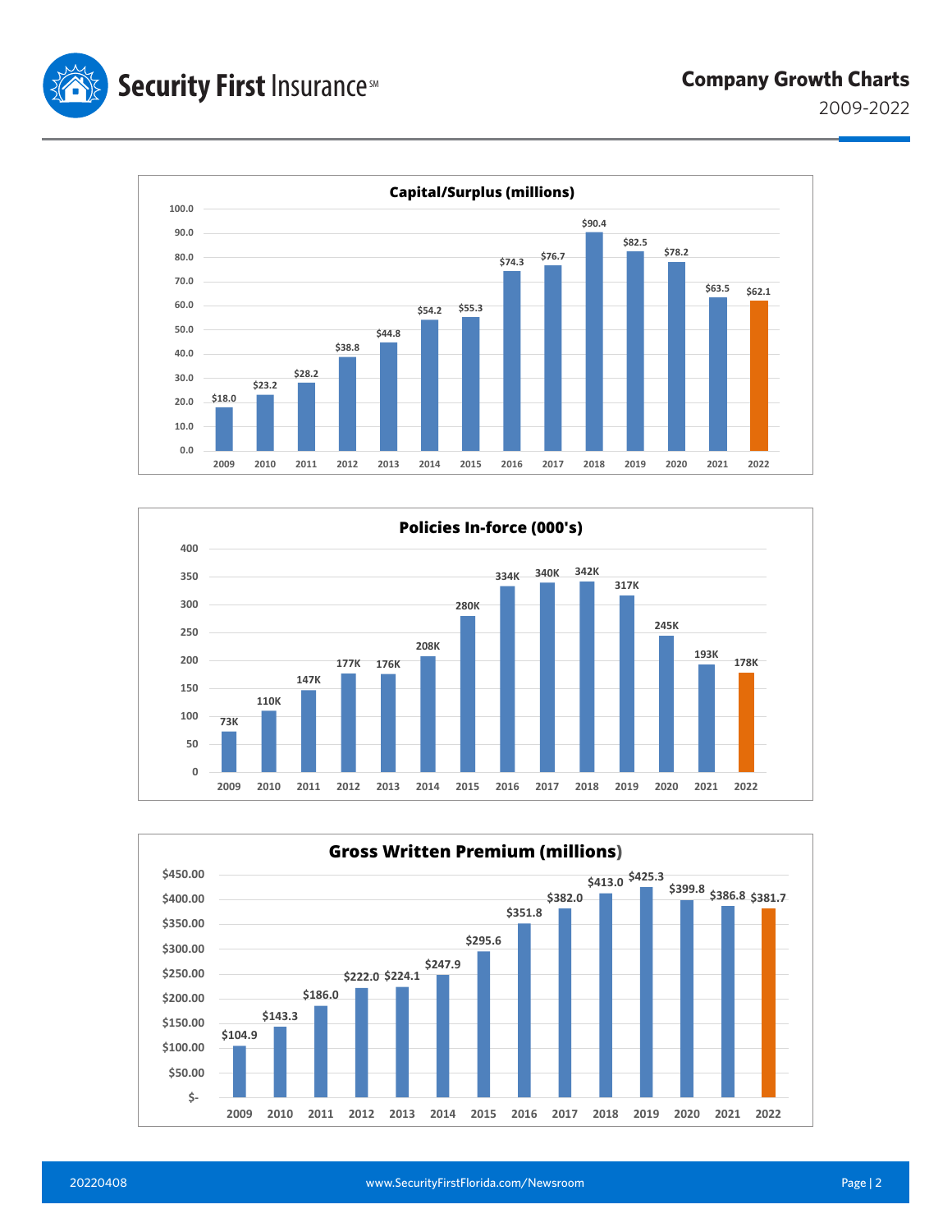# Company Growth Charts

2009-2022

**Capital/Surplus (millions)**

100.0
90.0
80.0
70.0
60.0
50.0
40.0
30.0
20.0
10.0
0.0

$18.0 $23.2 $28.2 $38.8 $44.8 $54.2 $55.3 $74.3 $76.7 $90.4 $82.5 $78.2 $63.5 $62.1

2009 2010 2011 2012 2013 2014 2015 2016 2017 2018 2019 2020 2021 2022

**Policies In-force (000's)**

400
350
300
250
200
150
100
50
0

73K 110K 147K 177K 176K 208K 280K 334K 340K 342K 317K 245K 193K 178K

2009 2010 2011 2012 2013 2014 2015 2016 2017 2018 2019 2020 2021 2022

**Gross Written Premium (millions)**

$450.00
$400.00
$350.00
$300.00
$250.00
$200.00
$150.00
$100.00
$50.00
$-

$104.9 $143.3 $186.0 $222.0 $224.1 $247.9 $295.6 $351.8 $382.0 $413.0 $425.3 $399.8 $386.8 $381.7

2009 2010 2011 2012 2013 2014 2015 2016 2017 2018 2019 2020 2021 2022

20220408

www.SecurityFirstFlorida.com/Newsroom